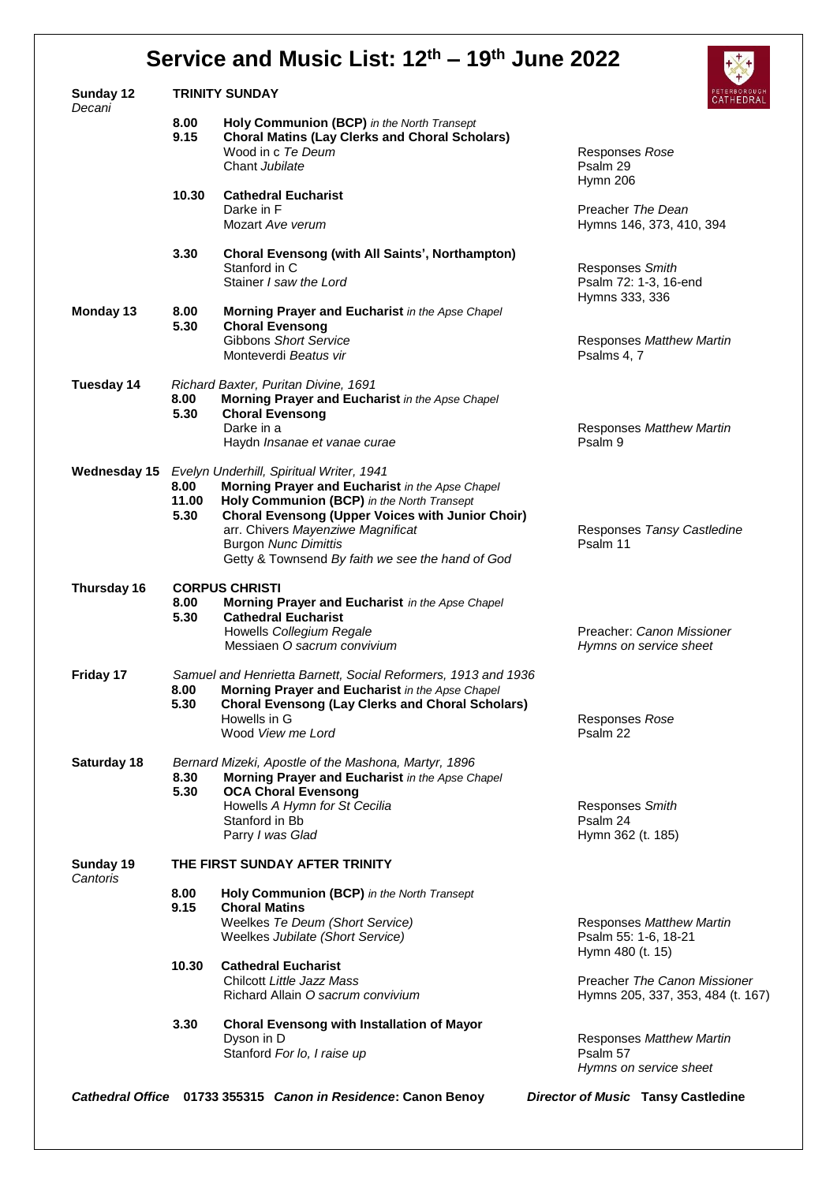# Service and Music List: 12th – 19th June 2022

PETERBOROUGH CATHEDRAL

**Sunday 12** *Decani* — **TRINITY SUNDAY**

| | | | |
|---|---|---|---|
| **8.00** | **Holy Communion (BCP)** *in the North Transept* | | |
| **9.15** | **Choral Matins (Lay Clerks and Choral Scholars)** | | |
| | Wood in c *Te Deum* | Responses *Rose* | |
| | Chant *Jubilate* | Psalm 29 | |
| | | Hymn 206 | |
| **10.30** | **Cathedral Eucharist** | | |
| | Darke in F | Preacher *The Dean* | |
| | Mozart *Ave verum* | Hymns 146, 373, 410, 394 | |
| **3.30** | **Choral Evensong (with All Saints', Northampton)** | | |
| | Stanford in C | Responses *Smith* | |
| | Stainer *I saw the Lord* | Psalm 72: 1-3, 16-end | |
| | | Hymns 333, 336 | |

**Monday 13**

| | | |
|---|---|---|
| **8.00** | **Morning Prayer and Eucharist** *in the Apse Chapel* | |
| **5.30** | **Choral Evensong** | |
| | Gibbons *Short Service* | Responses *Matthew Martin* |
| | Monteverdi *Beatus vir* | Psalms 4, 7 |

**Tuesday 14** — *Richard Baxter, Puritan Divine, 1691*

| | | |
|---|---|---|
| **8.00** | **Morning Prayer and Eucharist** *in the Apse Chapel* | |
| **5.30** | **Choral Evensong** | |
| | Darke in a | Responses *Matthew Martin* |
| | Haydn *Insanae et vanae curae* | Psalm 9 |

**Wednesday 15** — *Evelyn Underhill, Spiritual Writer, 1941*

| | | |
|---|---|---|
| **8.00** | **Morning Prayer and Eucharist** *in the Apse Chapel* | |
| **11.00** | **Holy Communion (BCP)** *in the North Transept* | |
| **5.30** | **Choral Evensong (Upper Voices with Junior Choir)** | |
| | arr. Chivers *Mayenziwe Magnificat* | Responses *Tansy Castledine* |
| | Burgon *Nunc Dimittis* | Psalm 11 |
| | Getty & Townsend *By faith we see the hand of God* | |

**Thursday 16** — **CORPUS CHRISTI**

| | | |
|---|---|---|
| **8.00** | **Morning Prayer and Eucharist** *in the Apse Chapel* | |
| **5.30** | **Cathedral Eucharist** | |
| | Howells *Collegium Regale* | Preacher: *Canon Missioner* |
| | Messiaen *O sacrum convivium* | *Hymns on service sheet* |

**Friday 17** — *Samuel and Henrietta Barnett, Social Reformers, 1913 and 1936*

| | | |
|---|---|---|
| **8.00** | **Morning Prayer and Eucharist** *in the Apse Chapel* | |
| **5.30** | **Choral Evensong (Lay Clerks and Choral Scholars)** | |
| | Howells in G | Responses *Rose* |
| | Wood *View me Lord* | Psalm 22 |

**Saturday 18** — *Bernard Mizeki, Apostle of the Mashona, Martyr, 1896*

| | | |
|---|---|---|
| **8.30** | **Morning Prayer and Eucharist** *in the Apse Chapel* | |
| **5.30** | **OCA Choral Evensong** | |
| | Howells *A Hymn for St Cecilia* | Responses *Smith* |
| | Stanford in Bb | Psalm 24 |
| | Parry *I was Glad* | Hymn 362 (t. 185) |

**Sunday 19** *Cantoris* — **THE FIRST SUNDAY AFTER TRINITY**

| | | |
|---|---|---|
| **8.00** | **Holy Communion (BCP)** *in the North Transept* | |
| **9.15** | **Choral Matins** | |
| | Weelkes *Te Deum (Short Service)* | Responses *Matthew Martin* |
| | Weelkes *Jubilate (Short Service)* | Psalm 55: 1-6, 18-21 |
| | | Hymn 480 (t. 15) |
| **10.30** | **Cathedral Eucharist** | |
| | Chilcott *Little Jazz Mass* | Preacher *The Canon Missioner* |
| | Richard Allain *O sacrum convivium* | Hymns 205, 337, 353, 484 (t. 167) |
| **3.30** | **Choral Evensong with Installation of Mayor** | |
| | Dyson in D | Responses *Matthew Martin* |
| | Stanford *For lo, I raise up* | Psalm 57 |
| | | *Hymns on service sheet* |

***Cathedral Office*** **01733 355315** ***Canon in Residence*: Canon Benoy** ***Director of Music*** **Tansy Castledine**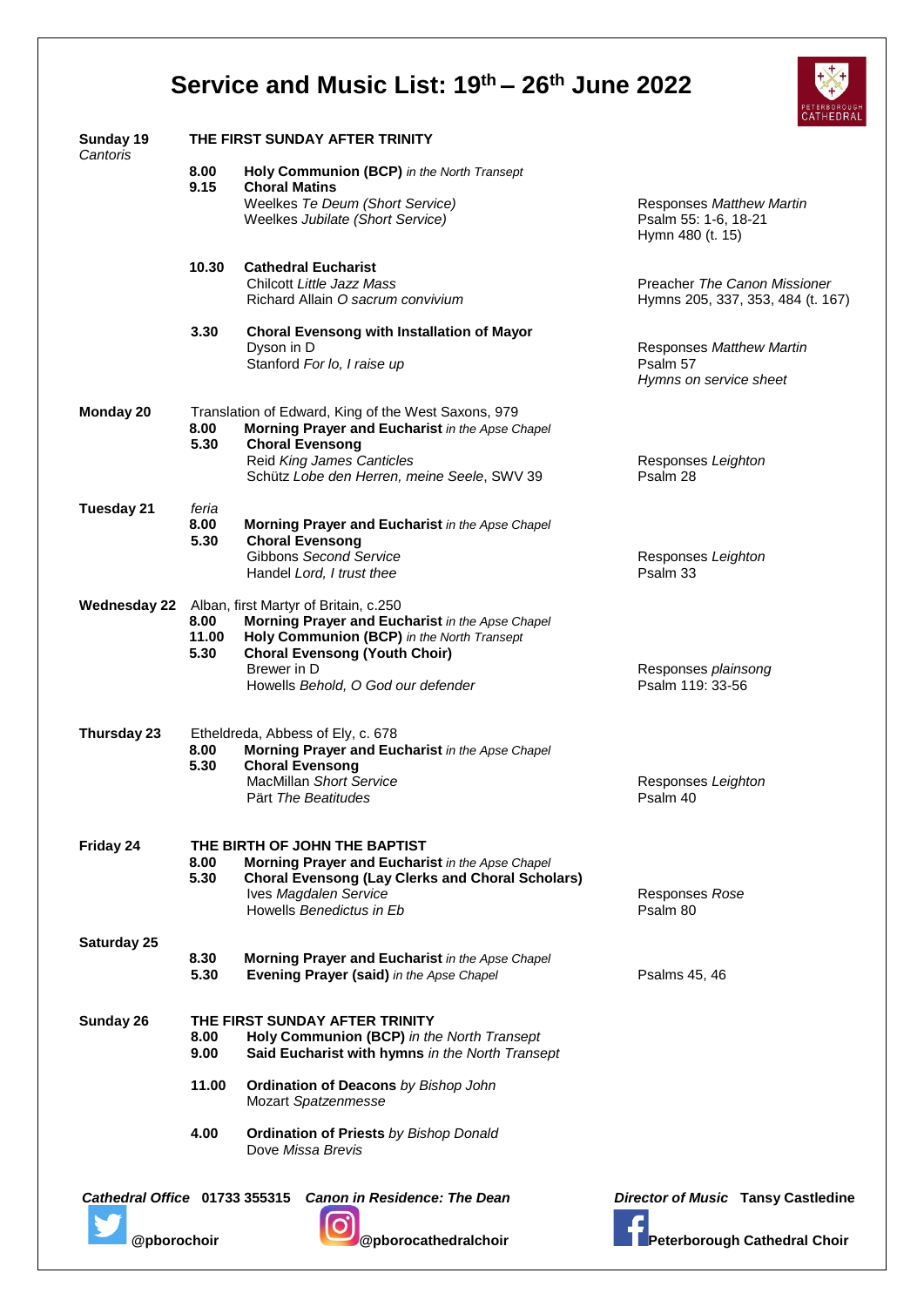# Service and Music List: 19th – 26th June 2022

| | | | |
|---|---|---|---|
| **Sunday 19** *Cantoris* | | **THE FIRST SUNDAY AFTER TRINITY** | |
| | **8.00** | **Holy Communion (BCP)** *in the North Transept* | |
| | **9.15** | **Choral Matins** | |
| | | Weelkes *Te Deum (Short Service)* | Responses *Matthew Martin* |
| | | Weelkes *Jubilate (Short Service)* | Psalm 55: 1-6, 18-21 |
| | | | Hymn 480 (t. 15) |
| | **10.30** | **Cathedral Eucharist** | |
| | | Chilcott *Little Jazz Mass* | Preacher *The Canon Missioner* |
| | | Richard Allain *O sacrum convivium* | Hymns 205, 337, 353, 484 (t. 167) |
| | **3.30** | **Choral Evensong with Installation of Mayor** | |
| | | Dyson in D | Responses *Matthew Martin* |
| | | Stanford *For lo, I raise up* | Psalm 57 |
| | | | *Hymns on service sheet* |
| **Monday 20** | | Translation of Edward, King of the West Saxons, 979 | |
| | **8.00** | **Morning Prayer and Eucharist** *in the Apse Chapel* | |
| | **5.30** | **Choral Evensong** | |
| | | Reid *King James Canticles* | Responses *Leighton* |
| | | Schütz *Lobe den Herren, meine Seele*, SWV 39 | Psalm 28 |
| **Tuesday 21** | | *feria* | |
| | **8.00** | **Morning Prayer and Eucharist** *in the Apse Chapel* | |
| | **5.30** | **Choral Evensong** | |
| | | Gibbons *Second Service* | Responses *Leighton* |
| | | Handel *Lord, I trust thee* | Psalm 33 |
| **Wednesday 22** | | Alban, first Martyr of Britain, c.250 | |
| | **8.00** | **Morning Prayer and Eucharist** *in the Apse Chapel* | |
| | **11.00** | **Holy Communion (BCP)** *in the North Transept* | |
| | **5.30** | **Choral Evensong (Youth Choir)** | |
| | | Brewer in D | Responses *plainsong* |
| | | Howells *Behold, O God our defender* | Psalm 119: 33-56 |
| **Thursday 23** | | Etheldreda, Abbess of Ely, c. 678 | |
| | **8.00** | **Morning Prayer and Eucharist** *in the Apse Chapel* | |
| | **5.30** | **Choral Evensong** | |
| | | MacMillan *Short Service* | Responses *Leighton* |
| | | Pärt *The Beatitudes* | Psalm 40 |
| **Friday 24** | | **THE BIRTH OF JOHN THE BAPTIST** | |
| | **8.00** | **Morning Prayer and Eucharist** *in the Apse Chapel* | |
| | **5.30** | **Choral Evensong (Lay Clerks and Choral Scholars)** | |
| | | Ives *Magdalen Service* | Responses *Rose* |
| | | Howells *Benedictus in Eb* | Psalm 80 |
| **Saturday 25** | | | |
| | **8.30** | **Morning Prayer and Eucharist** *in the Apse Chapel* | |
| | **5.30** | **Evening Prayer (said)** *in the Apse Chapel* | Psalms 45, 46 |
| **Sunday 26** | | **THE FIRST SUNDAY AFTER TRINITY** | |
| | **8.00** | **Holy Communion (BCP)** *in the North Transept* | |
| | **9.00** | **Said Eucharist with hymns** *in the North Transept* | |
| | **11.00** | **Ordination of Deacons** *by Bishop John* | |
| | | Mozart *Spatzenmesse* | |
| | **4.00** | **Ordination of Priests** *by Bishop Donald* | |
| | | Dove *Missa Brevis* | |

***Cathedral Office*** **01733 355315** ***Canon in Residence: The Dean*** ***Director of Music*** **Tansy Castledine**

**@pborochoir** **@pborocathedralchoir** **Peterborough Cathedral Choir**